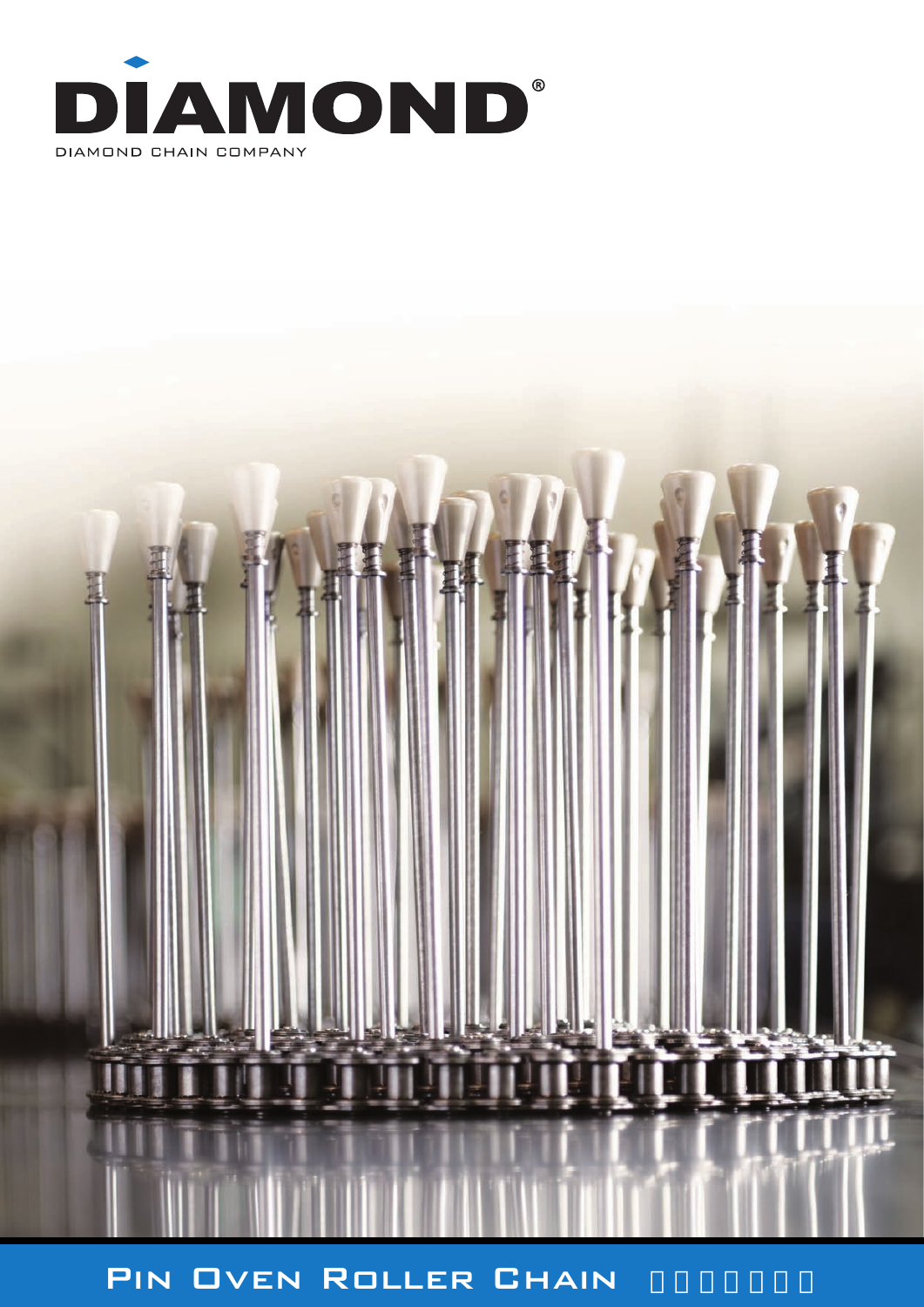# DIAMOND®

DIAMOND CHAIN COMPANY

## PIN OVEN ROLLER CHAIN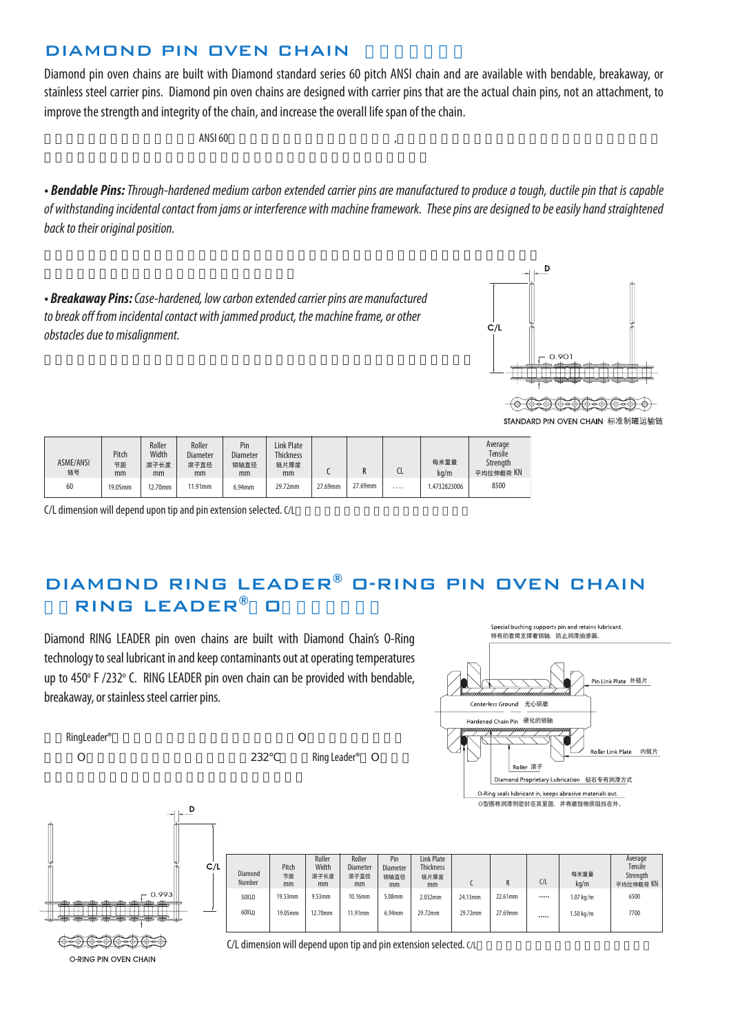## DIAMOND PIN OVEN CHAIN

Diamond pin oven chains are built with Diamond standard series 60 pitch ANSI chain and are available with bendable, breakaway, or stainless steel carrier pins. Diamond pin oven chains are designed with carrier pins that are the actual chain pins, not an attachment, to improve the strength and integrity of the chain, and increase the overall life span of the chain.

ANSI 60 ,

• ***Bendable Pins:*** *Through-hardened medium carbon extended carrier pins are manufactured to produce a tough, ductile pin that is capable of withstanding incidental contact from jams or interference with machine framework. These pins are designed to be easily hand straightened back to their original position.*

• ***Breakaway Pins:*** *Case-hardened, low carbon extended carrier pins are manufactured to break off from incidental contact with jammed product, the machine frame, or other obstacles due to misalignment.*

D

C/L

0.901

STANDARD PIN OVEN CHAIN 标准制罐运输链

| ASME/ANSI 链号 | Pitch 节距 mm | Roller Width 滚子长度 mm | Roller Diameter 滚子直径 mm | Pin Diameter 销轴直径 mm | Link Plate Thickness 链片厚度 mm | C | R | CL | 每米重量 kg/m | Average Tensile Strength 平均拉伸载荷 KN |
|---|---|---|---|---|---|---|---|---|---|---|
| 60 | 19.05mm | 12.70mm | 11.91mm | 6.94mm | 29.72mm | 27.69mm | 27.69mm | .... | 1.4732823006 | 8500 |

C/L dimension will depend upon tip and pin extension selected. C/L

## DIAMOND RING LEADER® O-RING PIN OVEN CHAIN
## RING LEADER® O

Diamond RING LEADER pin oven chains are built with Diamond Chain's O-Ring technology to seal lubricant in and keep contaminants out at operating temperatures up to 450° F /232° C. RING LEADER pin oven chain can be provided with bendable, breakaway, or stainless steel carrier pins.

RingLeader® O O 232℃ Ring Leader® O

Special bushing supports pin and retains lubricant.
特有的套筒支撑着销轴，防止润滑油渗漏。

Pin Link Plate 外链片

Centerless Ground 无心研磨

Hardened Chain Pin 硬化的销轴

Roller Link Plate 内链片

Roller 滚子

Diamond Proprietary Lubrication 钻石专有润滑方式

O-Ring seals lubricant in, keeps abrasive materials out.
O型圈将润滑剂密封在其里面，并将磨蚀物质阻挡在外。

D

C/L

0.993

O-RING PIN OVEN CHAIN

| Diamond Number | Pitch 节距 mm | Roller Width 滚子长度 mm | Roller Diameter 滚子直径 mm | Pin Diameter 销轴直径 mm | Link Plate Thickness 链片厚度 mm | C | R | C/L | 每米重量 kg/m | Average Tensile Strength 平均拉伸载荷 KN |
|---|---|---|---|---|---|---|---|---|---|---|
| 50XLO | 19.53mm | 9.53mm | 10.16mm | 5.08mm | 2.032mm | 24.13mm | 22.61mm | ..... | 1.07 kg/m | 6500 |
| 60XLO | 19.05mm | 12.70mm | 11.91mm | 6.94mm | 29.72mm | 29.72mm | 27.69mm | ..... | 1.50 kg/m | 7700 |

C/L dimension will depend upon tip and pin extension selected. C/L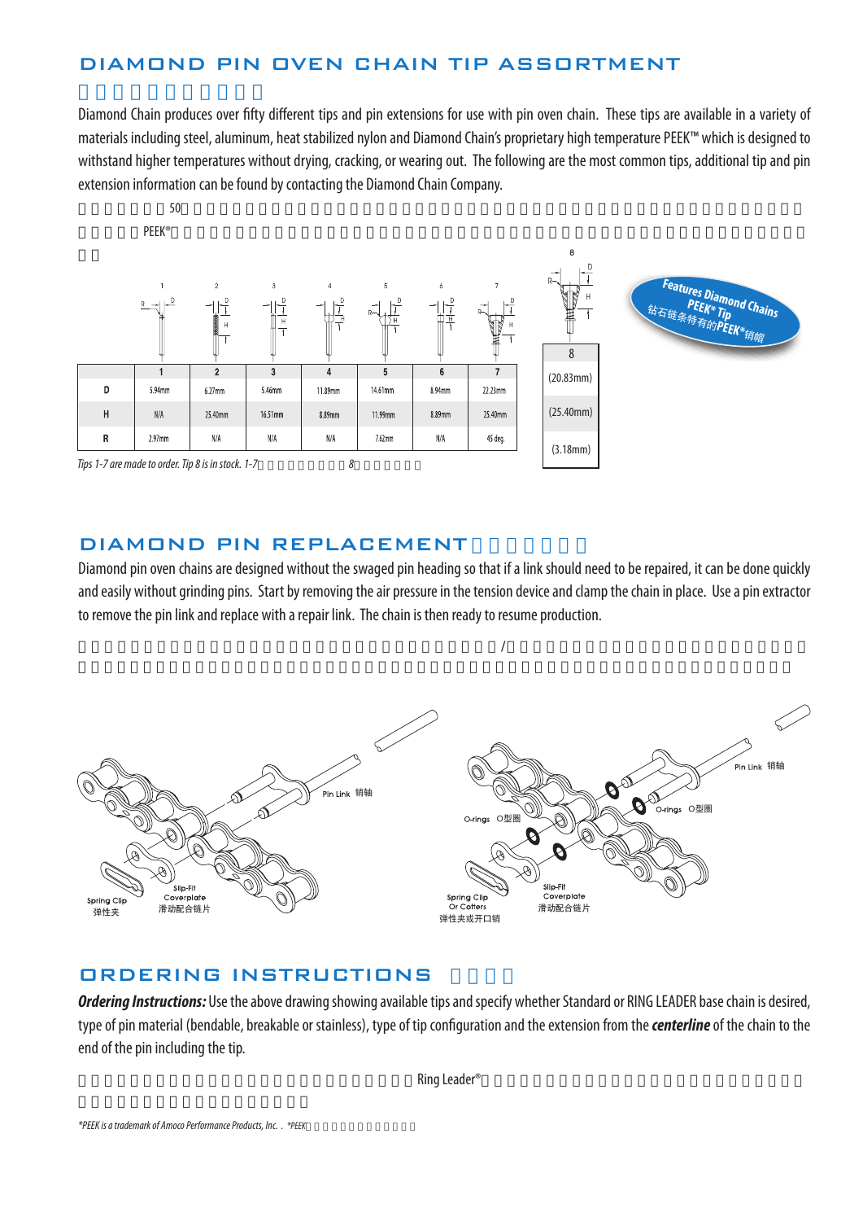## DIAMOND PIN OVEN CHAIN TIP ASSORTMENT

Diamond Chain produces over fifty different tips and pin extensions for use with pin oven chain. These tips are available in a variety of materials including steel, aluminum, heat stabilized nylon and Diamond Chain's proprietary high temperature PEEK™ which is designed to withstand higher temperatures without drying, cracking, or wearing out. The following are the most common tips, additional tip and pin extension information can be found by contacting the Diamond Chain Company.

|   | 1 | 2 | 3 | 4 | 5 | 6 | 7 | 8 |
|---|---|---|---|---|---|---|---|---|
| D | 5.94mm | 6.27mm | 5.46mm | 11.89mm | 14.61mm | 8.94mm | 22.23mm | (20.83mm) |
| H | N/A | 25.40mm | 16.51mm | 8.89mm | 11.99mm | 8.89mm | 25.40mm | (25.40mm) |
| R | 2.97mm | N/A | N/A | N/A | 7.62mm | N/A | 45 deg. | (3.18mm) |

Features Diamond Chains PEEK* Tip
钻石链条特有的PEEK*销帽

*Tips 1-7 are made to order. Tip 8 is in stock.*

## DIAMOND PIN REPLACEMENT

Diamond pin oven chains are designed without the swaged pin heading so that if a link should need to be repaired, it can be done quickly and easily without grinding pins. Start by removing the air pressure in the tension device and clamp the chain in place. Use a pin extractor to remove the pin link and replace with a repair link. The chain is then ready to resume production.

Pin Link 销轴
Spring Clip 弹性夹
Slip-Fit Coverplate 滑动配合链片

Pin Link 销轴
O-rings O型圈
O-rings O型圈
Spring Clip Or Cotters 弹性夹或开口销
Slip-Fit Coverplate 滑动配合链片

## ORDERING INSTRUCTIONS

***Ordering Instructions:*** Use the above drawing showing available tips and specify whether Standard or RING LEADER base chain is desired, type of pin material (bendable, breakable or stainless), type of tip configuration and the extension from the ***centerline*** of the chain to the end of the pin including the tip.

*\*PEEK is a trademark of Amoco Performance Products, Inc.*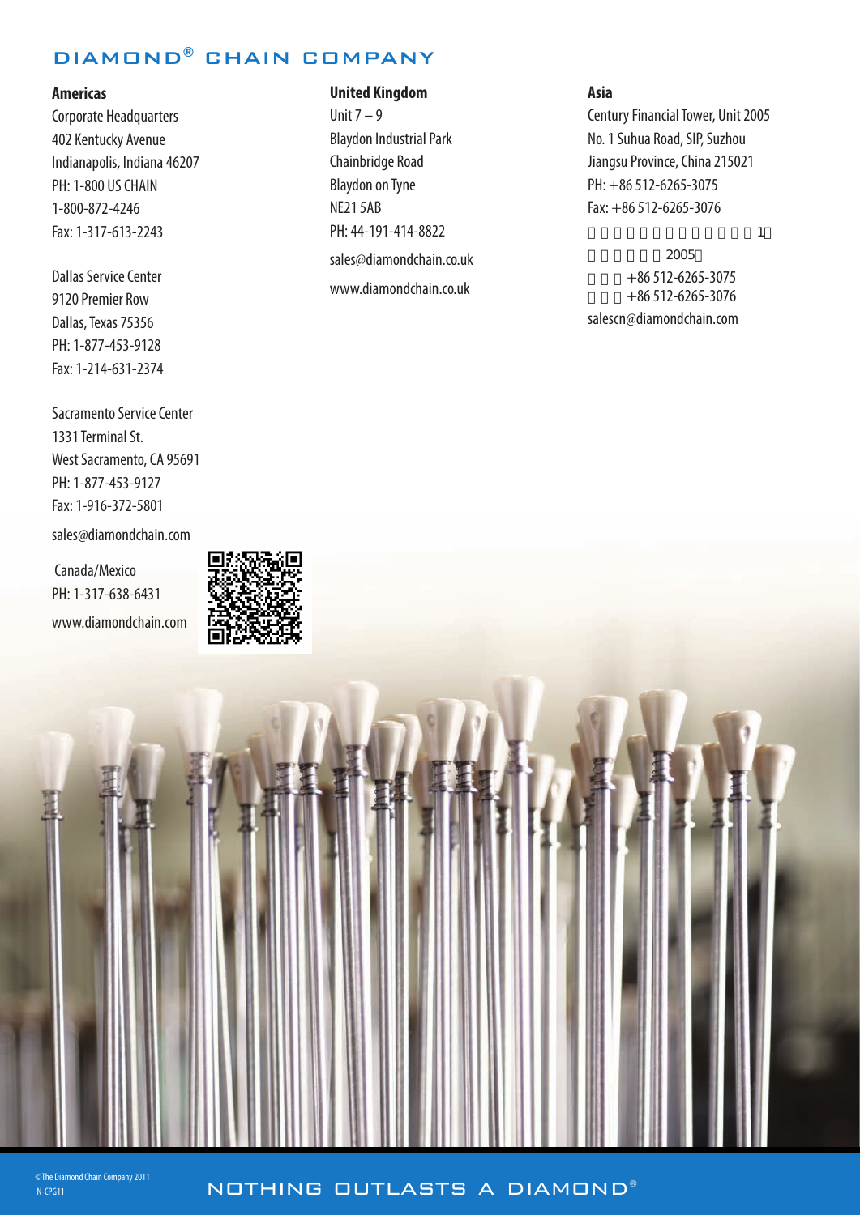# DIAMOND® CHAIN COMPANY

**Americas**

Corporate Headquarters
402 Kentucky Avenue
Indianapolis, Indiana 46207
PH: 1-800 US CHAIN
1-800-872-4246
Fax: 1-317-613-2243

Dallas Service Center
9120 Premier Row
Dallas, Texas 75356
PH: 1-877-453-9128
Fax: 1-214-631-2374

Sacramento Service Center
1331 Terminal St.
West Sacramento, CA 95691
PH: 1-877-453-9127
Fax: 1-916-372-5801

sales@diamondchain.com

Canada/Mexico
PH: 1-317-638-6431
www.diamondchain.com

**United Kingdom**

Unit 7 – 9
Blaydon Industrial Park
Chainbridge Road
Blaydon on Tyne
NE21 5AB
PH: 44-191-414-8822

sales@diamondchain.co.uk

www.diamondchain.co.uk

**Asia**

Century Financial Tower, Unit 2005
No. 1 Suhua Road, SIP, Suzhou
Jiangsu Province, China 215021
PH: +86 512-6265-3075
Fax: +86 512-6265-3076

1
2005
+86 512-6265-3075
+86 512-6265-3076

salescn@diamondchain.com

©The Diamond Chain Company 2011
IN-CPG11

NOTHING OUTLASTS A DIAMOND®